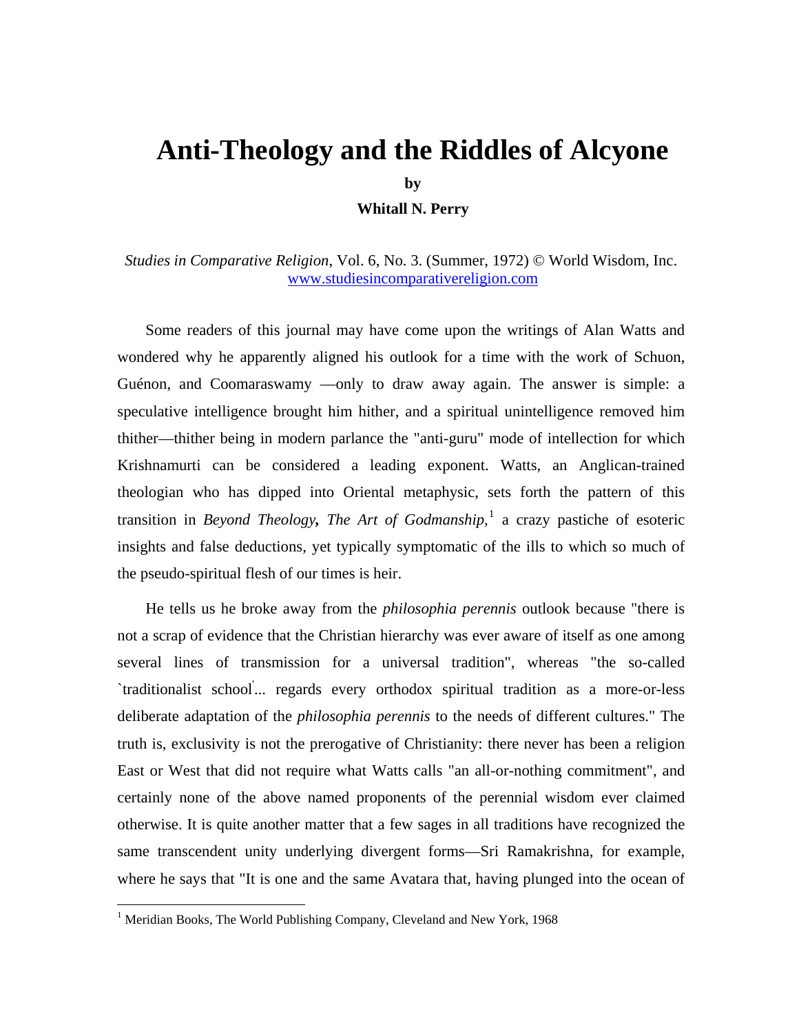# Anti-Theology and the Riddles of Alcyone

**by**

**Whitall N. Perry**

*Studies in Comparative Religion*, Vol. 6, No. 3. (Summer, 1972) © World Wisdom, Inc.
www.studiesincomparativereligion.com

Some readers of this journal may have come upon the writings of Alan Watts and wondered why he apparently aligned his outlook for a time with the work of Schuon, Guénon, and Coomaraswamy —only to draw away again. The answer is simple: a speculative intelligence brought him hither, and a spiritual unintelligence removed him thither—thither being in modern parlance the "anti-guru" mode of intellection for which Krishnamurti can be considered a leading exponent. Watts, an Anglican-trained theologian who has dipped into Oriental metaphysic, sets forth the pattern of this transition in *Beyond Theology***,** *The Art of Godmanship,*[1] a crazy pastiche of esoteric insights and false deductions, yet typically symptomatic of the ills to which so much of the pseudo-spiritual flesh of our times is heir.

He tells us he broke away from the *philosophia perennis* outlook because "there is not a scrap of evidence that the Christian hierarchy was ever aware of itself as one among several lines of transmission for a universal tradition", whereas "the so-called `traditionalist school'... regards every orthodox spiritual tradition as a more-or-less deliberate adaptation of the *philosophia perennis* to the needs of different cultures." The truth is, exclusivity is not the prerogative of Christianity: there never has been a religion East or West that did not require what Watts calls "an all-or-nothing commitment", and certainly none of the above named proponents of the perennial wisdom ever claimed otherwise. It is quite another matter that a few sages in all traditions have recognized the same transcendent unity underlying divergent forms—Sri Ramakrishna, for example, where he says that "It is one and the same Avatara that, having plunged into the ocean of

[1] Meridian Books, The World Publishing Company, Cleveland and New York, 1968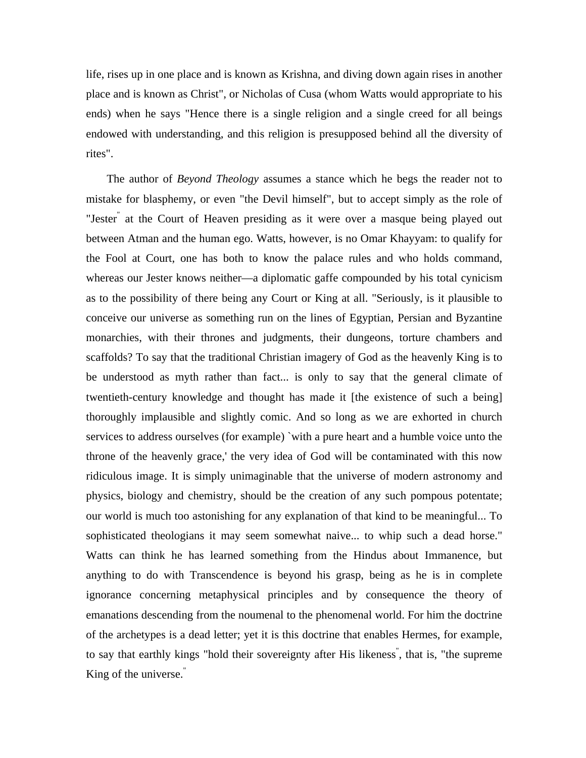life, rises up in one place and is known as Krishna, and diving down again rises in another place and is known as Christ", or Nicholas of Cusa (whom Watts would appropriate to his ends) when he says "Hence there is a single religion and a single creed for all beings endowed with understanding, and this religion is presupposed behind all the diversity of rites".

The author of *Beyond Theology* assumes a stance which he begs the reader not to mistake for blasphemy, or even "the Devil himself", but to accept simply as the role of "Jester" at the Court of Heaven presiding as it were over a masque being played out between Atman and the human ego. Watts, however, is no Omar Khayyam: to qualify for the Fool at Court, one has both to know the palace rules and who holds command, whereas our Jester knows neither—a diplomatic gaffe compounded by his total cynicism as to the possibility of there being any Court or King at all. "Seriously, is it plausible to conceive our universe as something run on the lines of Egyptian, Persian and Byzantine monarchies, with their thrones and judgments, their dungeons, torture chambers and scaffolds? To say that the traditional Christian imagery of God as the heavenly King is to be understood as myth rather than fact... is only to say that the general climate of twentieth-century knowledge and thought has made it [the existence of such a being] thoroughly implausible and slightly comic. And so long as we are exhorted in church services to address ourselves (for example) `with a pure heart and a humble voice unto the throne of the heavenly grace,' the very idea of God will be contaminated with this now ridiculous image. It is simply unimaginable that the universe of modern astronomy and physics, biology and chemistry, should be the creation of any such pompous potentate; our world is much too astonishing for any explanation of that kind to be meaningful... To sophisticated theologians it may seem somewhat naive... to whip such a dead horse." Watts can think he has learned something from the Hindus about Immanence, but anything to do with Transcendence is beyond his grasp, being as he is in complete ignorance concerning metaphysical principles and by consequence the theory of emanations descending from the noumenal to the phenomenal world. For him the doctrine of the archetypes is a dead letter; yet it is this doctrine that enables Hermes, for example, to say that earthly kings "hold their sovereignty after His likeness", that is, "the supreme King of the universe."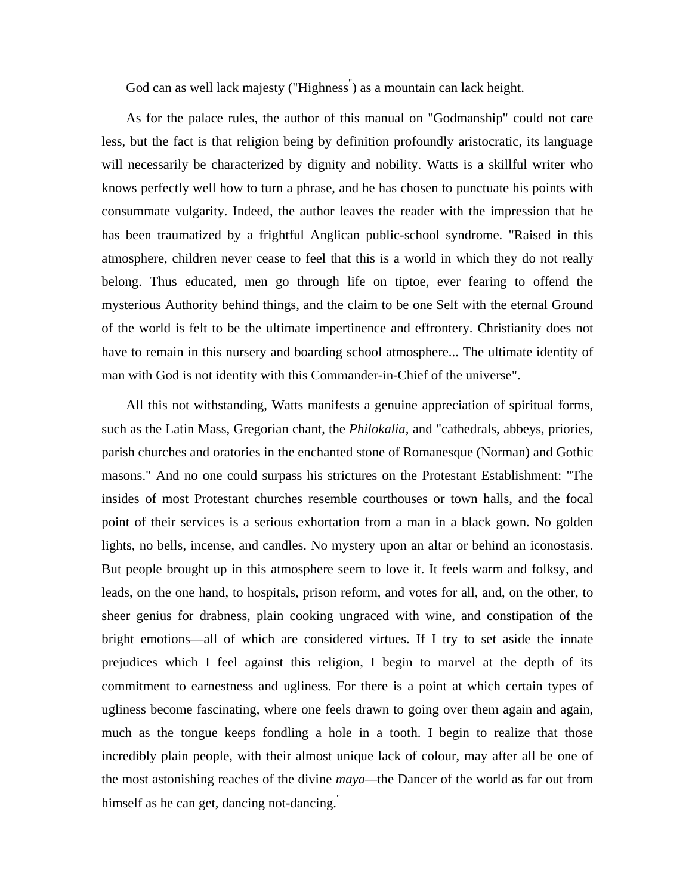God can as well lack majesty ("Highness") as a mountain can lack height.

As for the palace rules, the author of this manual on "Godmanship" could not care less, but the fact is that religion being by definition profoundly aristocratic, its language will necessarily be characterized by dignity and nobility. Watts is a skillful writer who knows perfectly well how to turn a phrase, and he has chosen to punctuate his points with consummate vulgarity. Indeed, the author leaves the reader with the impression that he has been traumatized by a frightful Anglican public-school syndrome. "Raised in this atmosphere, children never cease to feel that this is a world in which they do not really belong. Thus educated, men go through life on tiptoe, ever fearing to offend the mysterious Authority behind things, and the claim to be one Self with the eternal Ground of the world is felt to be the ultimate impertinence and effrontery. Christianity does not have to remain in this nursery and boarding school atmosphere... The ultimate identity of man with God is not identity with this Commander-in-Chief of the universe".

All this not withstanding, Watts manifests a genuine appreciation of spiritual forms, such as the Latin Mass, Gregorian chant, the *Philokalia*, and "cathedrals, abbeys, priories, parish churches and oratories in the enchanted stone of Romanesque (Norman) and Gothic masons." And no one could surpass his strictures on the Protestant Establishment: "The insides of most Protestant churches resemble courthouses or town halls, and the focal point of their services is a serious exhortation from a man in a black gown. No golden lights, no bells, incense, and candles. No mystery upon an altar or behind an iconostasis. But people brought up in this atmosphere seem to love it. It feels warm and folksy, and leads, on the one hand, to hospitals, prison reform, and votes for all, and, on the other, to sheer genius for drabness, plain cooking ungraced with wine, and constipation of the bright emotions—all of which are considered virtues. If I try to set aside the innate prejudices which I feel against this religion, I begin to marvel at the depth of its commitment to earnestness and ugliness. For there is a point at which certain types of ugliness become fascinating, where one feels drawn to going over them again and again, much as the tongue keeps fondling a hole in a tooth. I begin to realize that those incredibly plain people, with their almost unique lack of colour, may after all be one of the most astonishing reaches of the divine *maya*—the Dancer of the world as far out from himself as he can get, dancing not-dancing."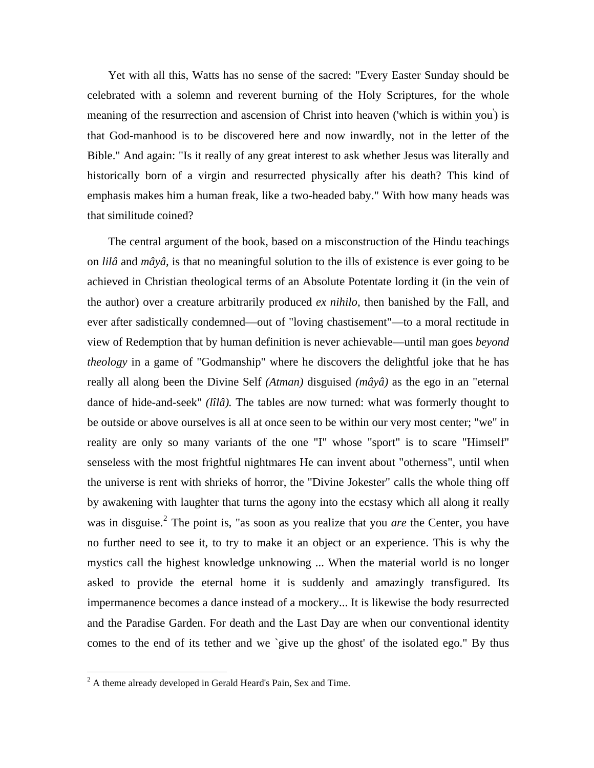Yet with all this, Watts has no sense of the sacred: "Every Easter Sunday should be celebrated with a solemn and reverent burning of the Holy Scriptures, for the whole meaning of the resurrection and ascension of Christ into heaven ('which is within you') is that God-manhood is to be discovered here and now inwardly, not in the letter of the Bible." And again: "Is it really of any great interest to ask whether Jesus was literally and historically born of a virgin and resurrected physically after his death? This kind of emphasis makes him a human freak, like a two-headed baby." With how many heads was that similitude coined?

The central argument of the book, based on a misconstruction of the Hindu teachings on *lilâ* and *mâyâ,* is that no meaningful solution to the ills of existence is ever going to be achieved in Christian theological terms of an Absolute Potentate lording it (in the vein of the author) over a creature arbitrarily produced *ex nihilo,* then banished by the Fall, and ever after sadistically condemned—out of "loving chastisement"—to a moral rectitude in view of Redemption that by human definition is never achievable—until man goes *beyond theology* in a game of "Godmanship" where he discovers the delightful joke that he has really all along been the Divine Self *(Atman)* disguised *(mâyâ)* as the ego in an "eternal dance of hide-and-seek" *(lîlâ).* The tables are now turned: what was formerly thought to be outside or above ourselves is all at once seen to be within our very most center; "we" in reality are only so many variants of the one "I" whose "sport" is to scare "Himself" senseless with the most frightful nightmares He can invent about "otherness", until when the universe is rent with shrieks of horror, the "Divine Jokester" calls the whole thing off by awakening with laughter that turns the agony into the ecstasy which all along it really was in disguise.[2] The point is, "as soon as you realize that you *are* the Center, you have no further need to see it, to try to make it an object or an experience. This is why the mystics call the highest knowledge unknowing ... When the material world is no longer asked to provide the eternal home it is suddenly and amazingly transfigured. Its impermanence becomes a dance instead of a mockery... It is likewise the body resurrected and the Paradise Garden. For death and the Last Day are when our conventional identity comes to the end of its tether and we `give up the ghost' of the isolated ego." By thus

[2] A theme already developed in Gerald Heard's Pain, Sex and Time.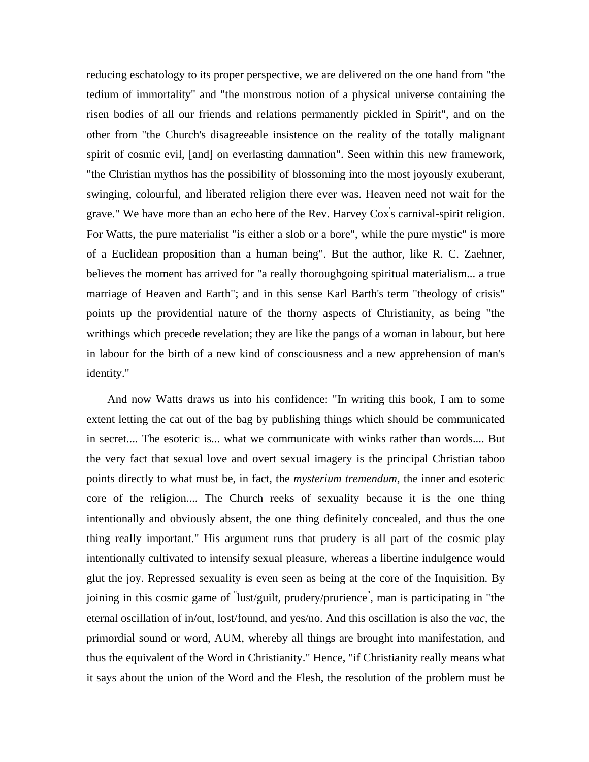reducing eschatology to its proper perspective, we are delivered on the one hand from "the tedium of immortality" and "the monstrous notion of a physical universe containing the risen bodies of all our friends and relations permanently pickled in Spirit", and on the other from "the Church's disagreeable insistence on the reality of the totally malignant spirit of cosmic evil, [and] on everlasting damnation". Seen within this new framework, "the Christian mythos has the possibility of blossoming into the most joyously exuberant, swinging, colourful, and liberated religion there ever was. Heaven need not wait for the grave." We have more than an echo here of the Rev. Harvey Cox's carnival-spirit religion. For Watts, the pure materialist "is either a slob or a bore", while the pure mystic" is more of a Euclidean proposition than a human being". But the author, like R. C. Zaehner, believes the moment has arrived for "a really thoroughgoing spiritual materialism... a true marriage of Heaven and Earth"; and in this sense Karl Barth's term "theology of crisis" points up the providential nature of the thorny aspects of Christianity, as being "the writhings which precede revelation; they are like the pangs of a woman in labour, but here in labour for the birth of a new kind of consciousness and a new apprehension of man's identity."

And now Watts draws us into his confidence: "In writing this book, I am to some extent letting the cat out of the bag by publishing things which should be communicated in secret.... The esoteric is... what we communicate with winks rather than words.... But the very fact that sexual love and overt sexual imagery is the principal Christian taboo points directly to what must be, in fact, the *mysterium tremendum,* the inner and esoteric core of the religion.... The Church reeks of sexuality because it is the one thing intentionally and obviously absent, the one thing definitely concealed, and thus the one thing really important." His argument runs that prudery is all part of the cosmic play intentionally cultivated to intensify sexual pleasure, whereas a libertine indulgence would glut the joy. Repressed sexuality is even seen as being at the core of the Inquisition. By joining in this cosmic game of "lust/guilt, prudery/prurience", man is participating in "the eternal oscillation of in/out, lost/found, and yes/no. And this oscillation is also the *vac,* the primordial sound or word, AUM, whereby all things are brought into manifestation, and thus the equivalent of the Word in Christianity." Hence, "if Christianity really means what it says about the union of the Word and the Flesh, the resolution of the problem must be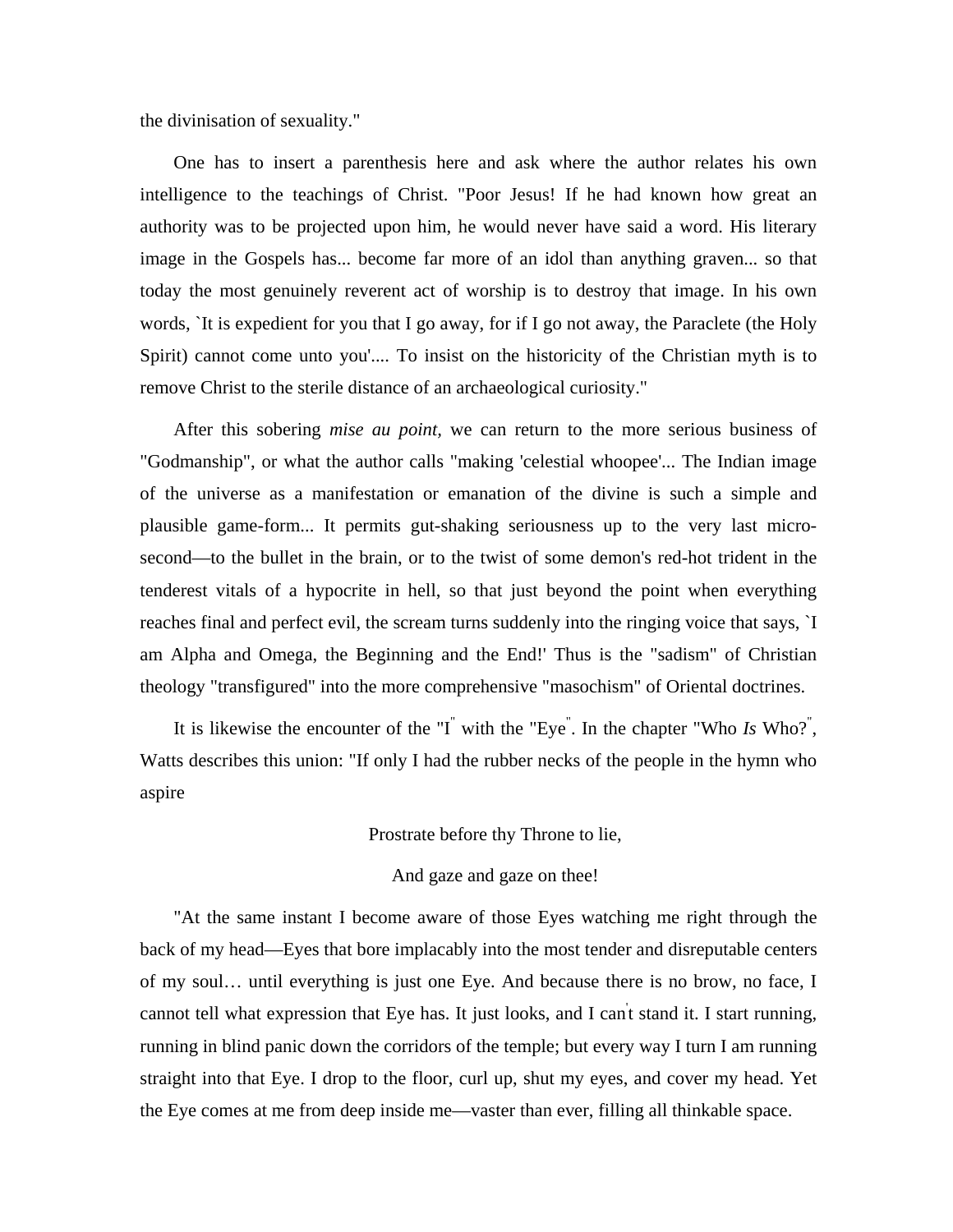the divinisation of sexuality."

One has to insert a parenthesis here and ask where the author relates his own intelligence to the teachings of Christ. "Poor Jesus! If he had known how great an authority was to be projected upon him, he would never have said a word. His literary image in the Gospels has... become far more of an idol than anything graven... so that today the most genuinely reverent act of worship is to destroy that image. In his own words, `It is expedient for you that I go away, for if I go not away, the Paraclete (the Holy Spirit) cannot come unto you'.... To insist on the historicity of the Christian myth is to remove Christ to the sterile distance of an archaeological curiosity."

After this sobering *mise au point*, we can return to the more serious business of "Godmanship", or what the author calls "making 'celestial whoopee'... The Indian image of the universe as a manifestation or emanation of the divine is such a simple and plausible game-form... It permits gut-shaking seriousness up to the very last micro-second—to the bullet in the brain, or to the twist of some demon's red-hot trident in the tenderest vitals of a hypocrite in hell, so that just beyond the point when everything reaches final and perfect evil, the scream turns suddenly into the ringing voice that says, `I am Alpha and Omega, the Beginning and the End!' Thus is the "sadism" of Christian theology "transfigured" into the more comprehensive "masochism" of Oriental doctrines.

It is likewise the encounter of the "I" with the "Eye". In the chapter "Who *Is* Who?", Watts describes this union: "If only I had the rubber necks of the people in the hymn who aspire

Prostrate before thy Throne to lie,

And gaze and gaze on thee!

"At the same instant I become aware of those Eyes watching me right through the back of my head—Eyes that bore implacably into the most tender and disreputable centers of my soul… until everything is just one Eye. And because there is no brow, no face, I cannot tell what expression that Eye has. It just looks, and I can't stand it. I start running, running in blind panic down the corridors of the temple; but every way I turn I am running straight into that Eye. I drop to the floor, curl up, shut my eyes, and cover my head. Yet the Eye comes at me from deep inside me—vaster than ever, filling all thinkable space.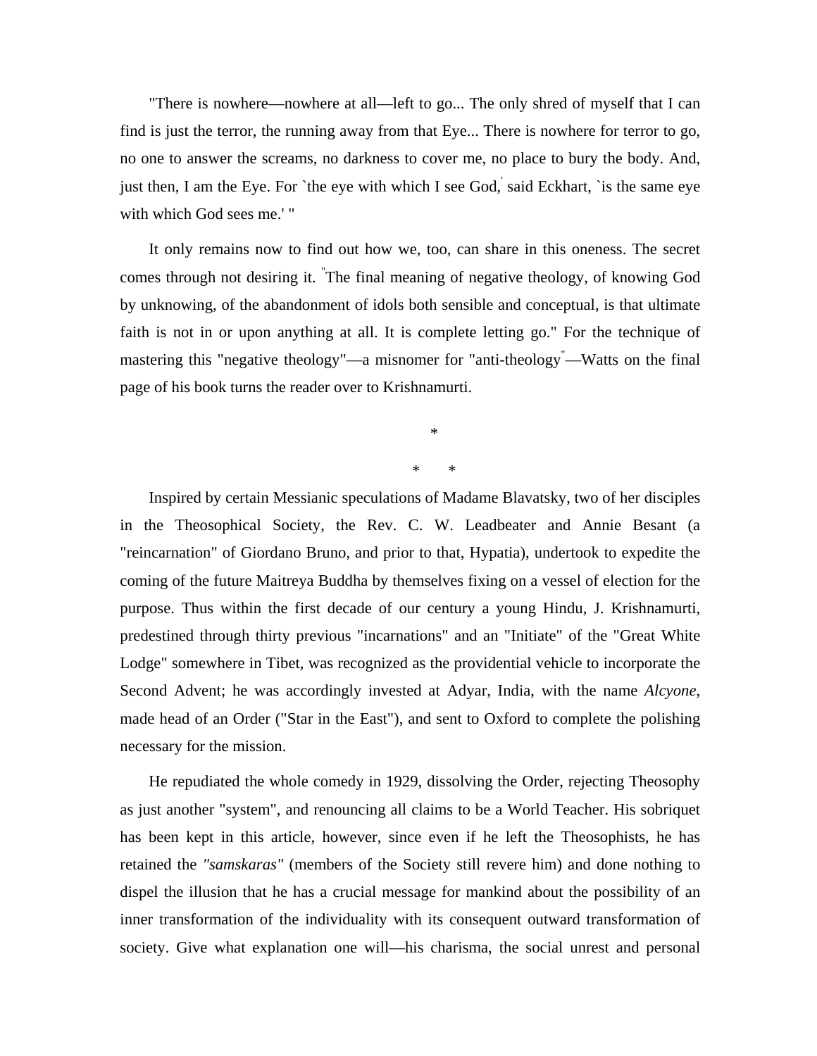"There is nowhere—nowhere at all—left to go... The only shred of myself that I can find is just the terror, the running away from that Eye... There is nowhere for terror to go, no one to answer the screams, no darkness to cover me, no place to bury the body. And, just then, I am the Eye. For `the eye with which I see God,' said Eckhart, `is the same eye with which God sees me.' "

It only remains now to find out how we, too, can share in this oneness. The secret comes through not desiring it. "The final meaning of negative theology, of knowing God by unknowing, of the abandonment of idols both sensible and conceptual, is that ultimate faith is not in or upon anything at all. It is complete letting go." For the technique of mastering this "negative theology"—a misnomer for "anti-theology"—Watts on the final page of his book turns the reader over to Krishnamurti.

\*

\* \*

Inspired by certain Messianic speculations of Madame Blavatsky, two of her disciples in the Theosophical Society, the Rev. C. W. Leadbeater and Annie Besant (a "reincarnation" of Giordano Bruno, and prior to that, Hypatia), undertook to expedite the coming of the future Maitreya Buddha by themselves fixing on a vessel of election for the purpose. Thus within the first decade of our century a young Hindu, J. Krishnamurti, predestined through thirty previous "incarnations" and an "Initiate" of the "Great White Lodge" somewhere in Tibet, was recognized as the providential vehicle to incorporate the Second Advent; he was accordingly invested at Adyar, India, with the name *Alcyone,* made head of an Order ("Star in the East"), and sent to Oxford to complete the polishing necessary for the mission.

He repudiated the whole comedy in 1929, dissolving the Order, rejecting Theosophy as just another "system", and renouncing all claims to be a World Teacher. His sobriquet has been kept in this article, however, since even if he left the Theosophists, he has retained the *"samskaras"* (members of the Society still revere him) and done nothing to dispel the illusion that he has a crucial message for mankind about the possibility of an inner transformation of the individuality with its consequent outward transformation of society. Give what explanation one will—his charisma, the social unrest and personal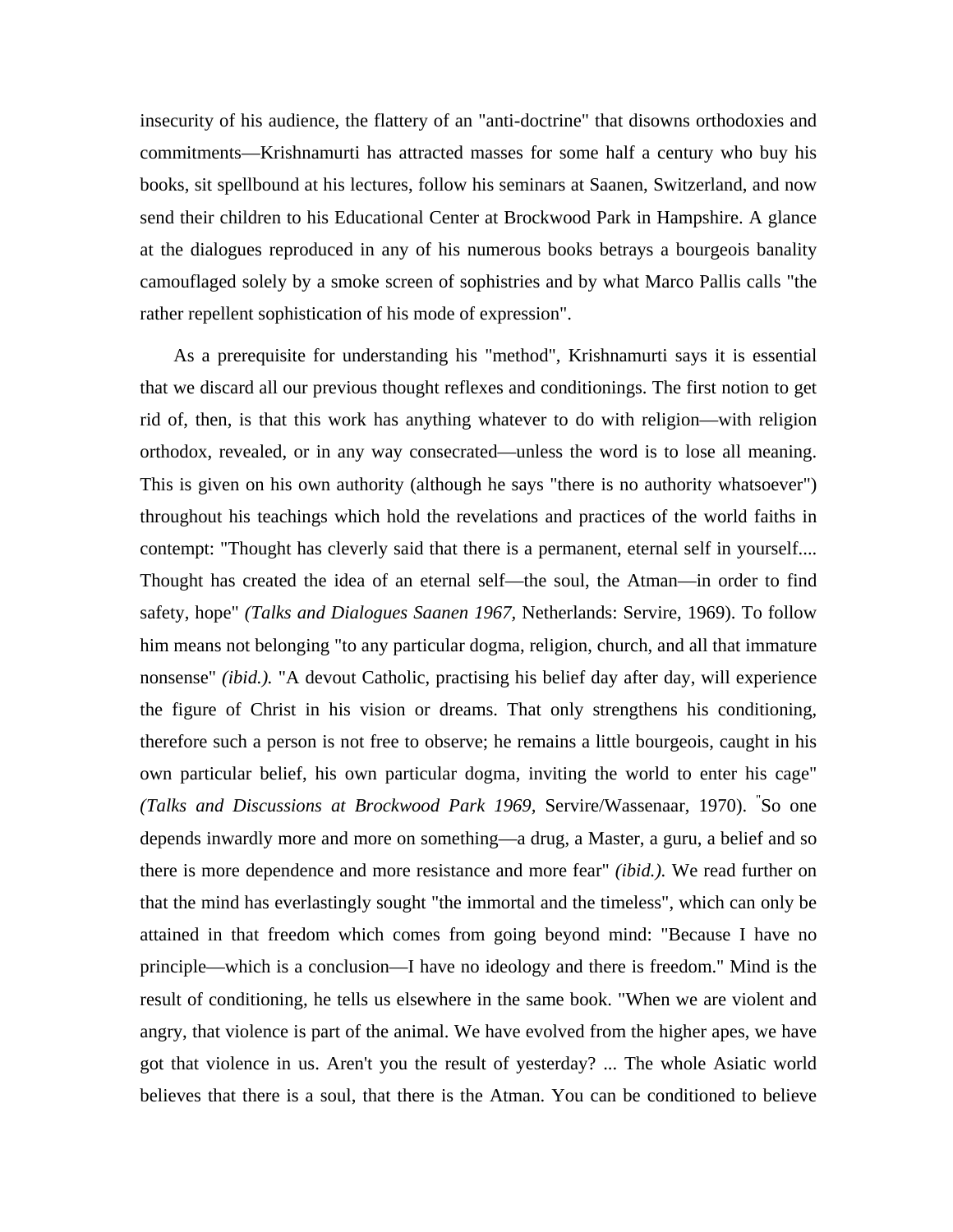insecurity of his audience, the flattery of an "anti-doctrine" that disowns orthodoxies and commitments—Krishnamurti has attracted masses for some half a century who buy his books, sit spellbound at his lectures, follow his seminars at Saanen, Switzerland, and now send their children to his Educational Center at Brockwood Park in Hampshire. A glance at the dialogues reproduced in any of his numerous books betrays a bourgeois banality camouflaged solely by a smoke screen of sophistries and by what Marco Pallis calls "the rather repellent sophistication of his mode of expression".

As a prerequisite for understanding his "method", Krishnamurti says it is essential that we discard all our previous thought reflexes and conditionings. The first notion to get rid of, then, is that this work has anything whatever to do with religion—with religion orthodox, revealed, or in any way consecrated—unless the word is to lose all meaning. This is given on his own authority (although he says "there is no authority whatsoever") throughout his teachings which hold the revelations and practices of the world faiths in contempt: "Thought has cleverly said that there is a permanent, eternal self in yourself.... Thought has created the idea of an eternal self—the soul, the Atman—in order to find safety, hope" *(Talks and Dialogues Saanen 1967,* Netherlands: Servire, 1969). To follow him means not belonging "to any particular dogma, religion, church, and all that immature nonsense" *(ibid.).* "A devout Catholic, practising his belief day after day, will experience the figure of Christ in his vision or dreams. That only strengthens his conditioning, therefore such a person is not free to observe; he remains a little bourgeois, caught in his own particular belief, his own particular dogma, inviting the world to enter his cage" *(Talks and Discussions at Brockwood Park 1969,* Servire/Wassenaar, 1970). "So one depends inwardly more and more on something—a drug, a Master, a guru, a belief and so there is more dependence and more resistance and more fear" *(ibid.).* We read further on that the mind has everlastingly sought "the immortal and the timeless", which can only be attained in that freedom which comes from going beyond mind: "Because I have no principle—which is a conclusion—I have no ideology and there is freedom." Mind is the result of conditioning, he tells us elsewhere in the same book. "When we are violent and angry, that violence is part of the animal. We have evolved from the higher apes, we have got that violence in us. Aren't you the result of yesterday? ... The whole Asiatic world believes that there is a soul, that there is the Atman. You can be conditioned to believe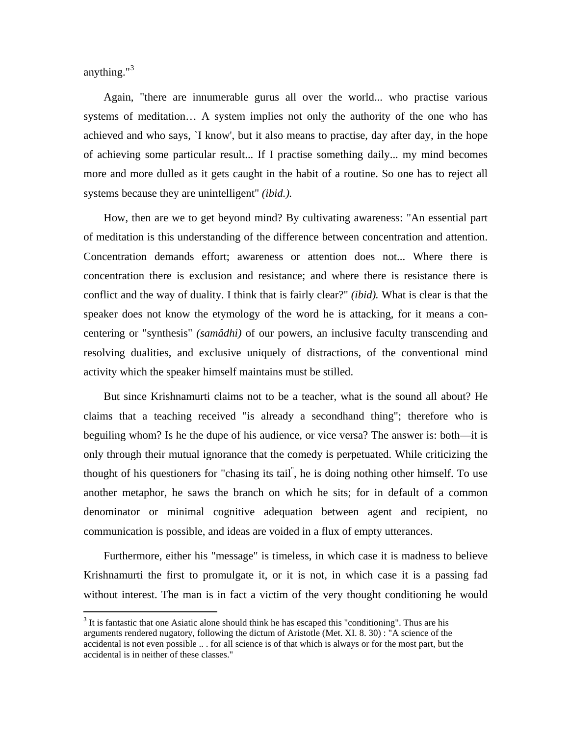anything."[3]

Again, "there are innumerable gurus all over the world... who practise various systems of meditation… A system implies not only the authority of the one who has achieved and who says, `I know', but it also means to practise, day after day, in the hope of achieving some particular result... If I practise something daily... my mind becomes more and more dulled as it gets caught in the habit of a routine. So one has to reject all systems because they are unintelligent" *(ibid.).*

How, then are we to get beyond mind? By cultivating awareness: "An essential part of meditation is this understanding of the difference between concentration and attention. Concentration demands effort; awareness or attention does not... Where there is concentration there is exclusion and resistance; and where there is resistance there is conflict and the way of duality. I think that is fairly clear?" *(ibid).* What is clear is that the speaker does not know the etymology of the word he is attacking, for it means a con-centering or "synthesis" *(samâdhi)* of our powers, an inclusive faculty transcending and resolving dualities, and exclusive uniquely of distractions, of the conventional mind activity which the speaker himself maintains must be stilled.

But since Krishnamurti claims not to be a teacher, what is the sound all about? He claims that a teaching received "is already a secondhand thing"; therefore who is beguiling whom? Is he the dupe of his audience, or vice versa? The answer is: both—it is only through their mutual ignorance that the comedy is perpetuated. While criticizing the thought of his questioners for "chasing its tail", he is doing nothing other himself. To use another metaphor, he saws the branch on which he sits; for in default of a common denominator or minimal cognitive adequation between agent and recipient, no communication is possible, and ideas are voided in a flux of empty utterances.

Furthermore, either his "message" is timeless, in which case it is madness to believe Krishnamurti the first to promulgate it, or it is not, in which case it is a passing fad without interest. The man is in fact a victim of the very thought conditioning he would

[3] It is fantastic that one Asiatic alone should think he has escaped this "conditioning". Thus are his arguments rendered nugatory, following the dictum of Aristotle (Met. XI. 8. 30) : "A science of the accidental is not even possible .. . for all science is of that which is always or for the most part, but the accidental is in neither of these classes."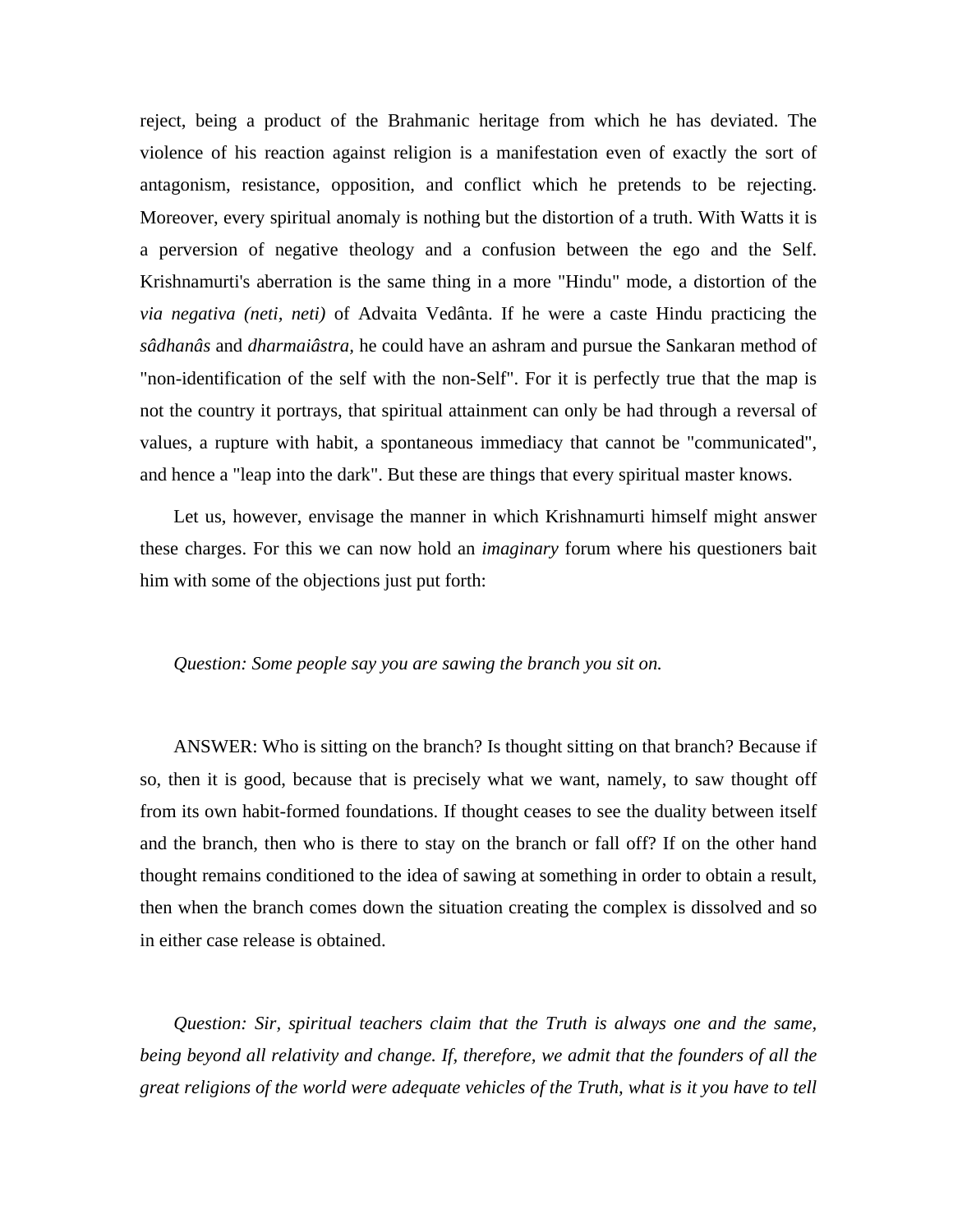reject, being a product of the Brahmanic heritage from which he has deviated. The violence of his reaction against religion is a manifestation even of exactly the sort of antagonism, resistance, opposition, and conflict which he pretends to be rejecting. Moreover, every spiritual anomaly is nothing but the distortion of a truth. With Watts it is a perversion of negative theology and a confusion between the ego and the Self. Krishnamurti's aberration is the same thing in a more "Hindu" mode, a distortion of the *via negativa (neti, neti)* of Advaita Vedânta. If he were a caste Hindu practicing the *sâdhanâs* and *dharmaiâstra,* he could have an ashram and pursue the Sankaran method of "non-identification of the self with the non-Self". For it is perfectly true that the map is not the country it portrays, that spiritual attainment can only be had through a reversal of values, a rupture with habit, a spontaneous immediacy that cannot be "communicated", and hence a "leap into the dark". But these are things that every spiritual master knows.

Let us, however, envisage the manner in which Krishnamurti himself might answer these charges. For this we can now hold an *imaginary* forum where his questioners bait him with some of the objections just put forth:

*Question: Some people say you are sawing the branch you sit on.*

ANSWER: Who is sitting on the branch? Is thought sitting on that branch? Because if so, then it is good, because that is precisely what we want, namely, to saw thought off from its own habit-formed foundations. If thought ceases to see the duality between itself and the branch, then who is there to stay on the branch or fall off? If on the other hand thought remains conditioned to the idea of sawing at something in order to obtain a result, then when the branch comes down the situation creating the complex is dissolved and so in either case release is obtained.

*Question: Sir, spiritual teachers claim that the Truth is always one and the same, being beyond all relativity and change. If, therefore, we admit that the founders of all the great religions of the world were adequate vehicles of the Truth, what is it you have to tell*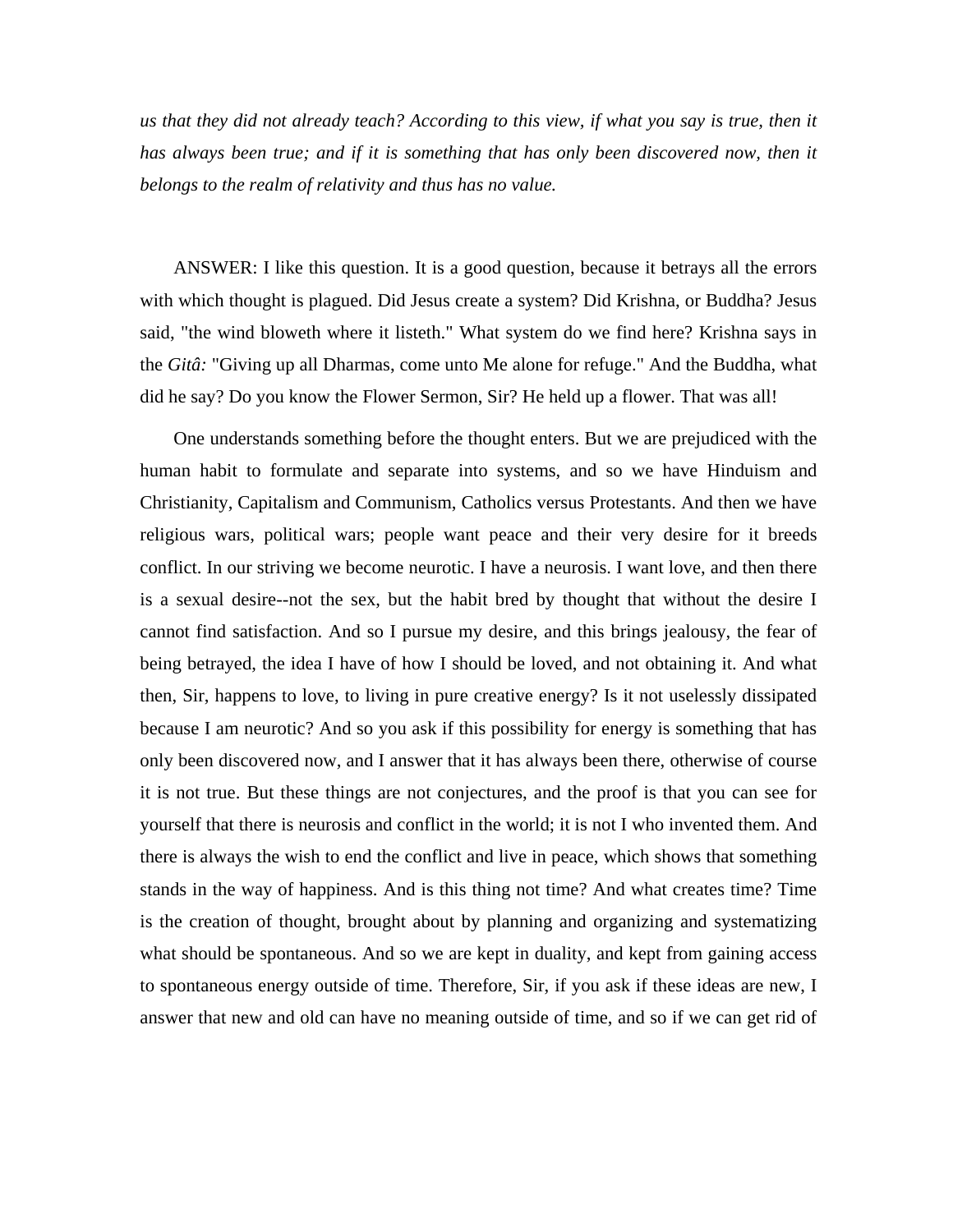*us that they did not already teach? According to this view, if what you say is true, then it has always been true; and if it is something that has only been discovered now, then it belongs to the realm of relativity and thus has no value.*

ANSWER: I like this question. It is a good question, because it betrays all the errors with which thought is plagued. Did Jesus create a system? Did Krishna, or Buddha? Jesus said, "the wind bloweth where it listeth." What system do we find here? Krishna says in the *Gitâ:* "Giving up all Dharmas, come unto Me alone for refuge." And the Buddha, what did he say? Do you know the Flower Sermon, Sir? He held up a flower. That was all!

One understands something before the thought enters. But we are prejudiced with the human habit to formulate and separate into systems, and so we have Hinduism and Christianity, Capitalism and Communism, Catholics versus Protestants. And then we have religious wars, political wars; people want peace and their very desire for it breeds conflict. In our striving we become neurotic. I have a neurosis. I want love, and then there is a sexual desire--not the sex, but the habit bred by thought that without the desire I cannot find satisfaction. And so I pursue my desire, and this brings jealousy, the fear of being betrayed, the idea I have of how I should be loved, and not obtaining it. And what then, Sir, happens to love, to living in pure creative energy? Is it not uselessly dissipated because I am neurotic? And so you ask if this possibility for energy is something that has only been discovered now, and I answer that it has always been there, otherwise of course it is not true. But these things are not conjectures, and the proof is that you can see for yourself that there is neurosis and conflict in the world; it is not I who invented them. And there is always the wish to end the conflict and live in peace, which shows that something stands in the way of happiness. And is this thing not time? And what creates time? Time is the creation of thought, brought about by planning and organizing and systematizing what should be spontaneous. And so we are kept in duality, and kept from gaining access to spontaneous energy outside of time. Therefore, Sir, if you ask if these ideas are new, I answer that new and old can have no meaning outside of time, and so if we can get rid of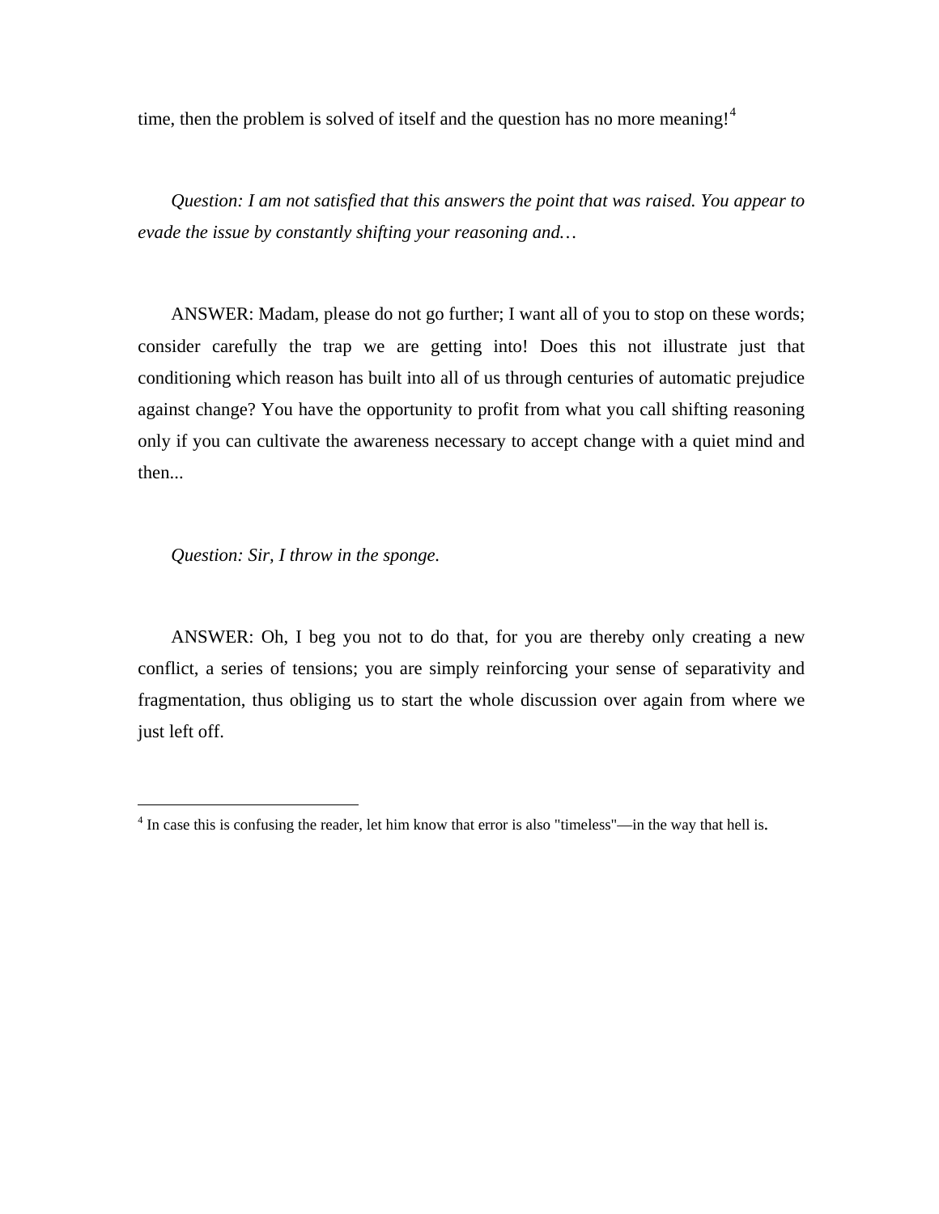time, then the problem is solved of itself and the question has no more meaning![4]

*Question: I am not satisfied that this answers the point that was raised. You appear to evade the issue by constantly shifting your reasoning and…*

ANSWER: Madam, please do not go further; I want all of you to stop on these words; consider carefully the trap we are getting into! Does this not illustrate just that conditioning which reason has built into all of us through centuries of automatic prejudice against change? You have the opportunity to profit from what you call shifting reasoning only if you can cultivate the awareness necessary to accept change with a quiet mind and then...

*Question: Sir, I throw in the sponge.*

ANSWER: Oh, I beg you not to do that, for you are thereby only creating a new conflict, a series of tensions; you are simply reinforcing your sense of separativity and fragmentation, thus obliging us to start the whole discussion over again from where we just left off.

---

[4] In case this is confusing the reader, let him know that error is also "timeless"—in the way that hell is.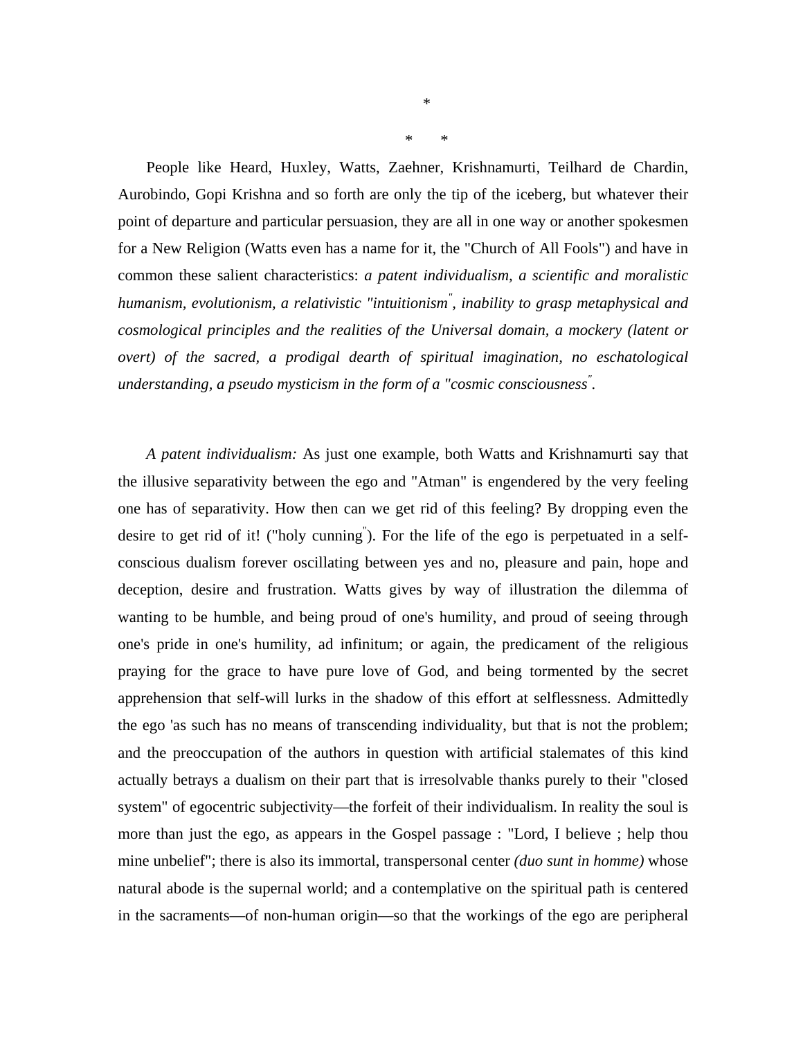\*

\*　　\*

People like Heard, Huxley, Watts, Zaehner, Krishnamurti, Teilhard de Chardin, Aurobindo, Gopi Krishna and so forth are only the tip of the iceberg, but whatever their point of departure and particular persuasion, they are all in one way or another spokesmen for a New Religion (Watts even has a name for it, the "Church of All Fools") and have in common these salient characteristics: *a patent individualism, a scientific and moralistic humanism, evolutionism, a relativistic "intuitionism", inability to grasp metaphysical and cosmological principles and the realities of the Universal domain, a mockery (latent or overt) of the sacred, a prodigal dearth of spiritual imagination, no eschatological understanding, a pseudo mysticism in the form of a "cosmic consciousness".*

*A patent individualism:* As just one example, both Watts and Krishnamurti say that the illusive separativity between the ego and "Atman" is engendered by the very feeling one has of separativity. How then can we get rid of this feeling? By dropping even the desire to get rid of it! ("holy cunning"). For the life of the ego is perpetuated in a self-conscious dualism forever oscillating between yes and no, pleasure and pain, hope and deception, desire and frustration. Watts gives by way of illustration the dilemma of wanting to be humble, and being proud of one's humility, and proud of seeing through one's pride in one's humility, ad infinitum; or again, the predicament of the religious praying for the grace to have pure love of God, and being tormented by the secret apprehension that self-will lurks in the shadow of this effort at selflessness. Admittedly the ego 'as such has no means of transcending individuality, but that is not the problem; and the preoccupation of the authors in question with artificial stalemates of this kind actually betrays a dualism on their part that is irresolvable thanks purely to their "closed system" of egocentric subjectivity—the forfeit of their individualism. In reality the soul is more than just the ego, as appears in the Gospel passage : "Lord, I believe ; help thou mine unbelief"; there is also its immortal, transpersonal center *(duo sunt in homme)* whose natural abode is the supernal world; and a contemplative on the spiritual path is centered in the sacraments—of non-human origin—so that the workings of the ego are peripheral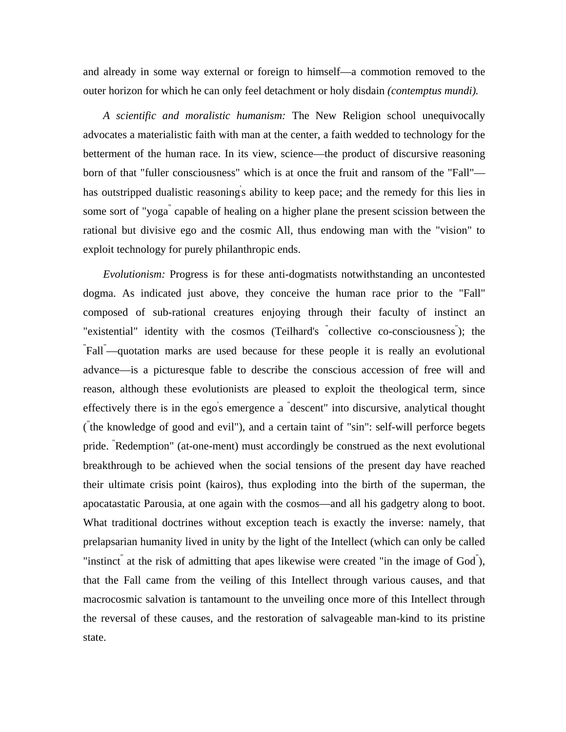and already in some way external or foreign to himself—a commotion removed to the outer horizon for which he can only feel detachment or holy disdain *(contemptus mundi).*

*A scientific and moralistic humanism:* The New Religion school unequivocally advocates a materialistic faith with man at the center, a faith wedded to technology for the betterment of the human race. In its view, science—the product of discursive reasoning born of that "fuller consciousness" which is at once the fruit and ransom of the "Fall"—has outstripped dualistic reasoning's ability to keep pace; and the remedy for this lies in some sort of "yoga" capable of healing on a higher plane the present scission between the rational but divisive ego and the cosmic All, thus endowing man with the "vision" to exploit technology for purely philanthropic ends.

*Evolutionism:* Progress is for these anti-dogmatists notwithstanding an uncontested dogma. As indicated just above, they conceive the human race prior to the "Fall" composed of sub-rational creatures enjoying through their faculty of instinct an "existential" identity with the cosmos (Teilhard's "collective co-consciousness"); the "Fall"—quotation marks are used because for these people it is really an evolutional advance—is a picturesque fable to describe the conscious accession of free will and reason, although these evolutionists are pleased to exploit the theological term, since effectively there is in the ego's emergence a "descent" into discursive, analytical thought ("the knowledge of good and evil"), and a certain taint of "sin": self-will perforce begets pride. "Redemption" (at-one-ment) must accordingly be construed as the next evolutional breakthrough to be achieved when the social tensions of the present day have reached their ultimate crisis point (kairos), thus exploding into the birth of the superman, the apocatastatic Parousia, at one again with the cosmos—and all his gadgetry along to boot. What traditional doctrines without exception teach is exactly the inverse: namely, that prelapsarian humanity lived in unity by the light of the Intellect (which can only be called "instinct" at the risk of admitting that apes likewise were created "in the image of God"), that the Fall came from the veiling of this Intellect through various causes, and that macrocosmic salvation is tantamount to the unveiling once more of this Intellect through the reversal of these causes, and the restoration of salvageable man-kind to its pristine state.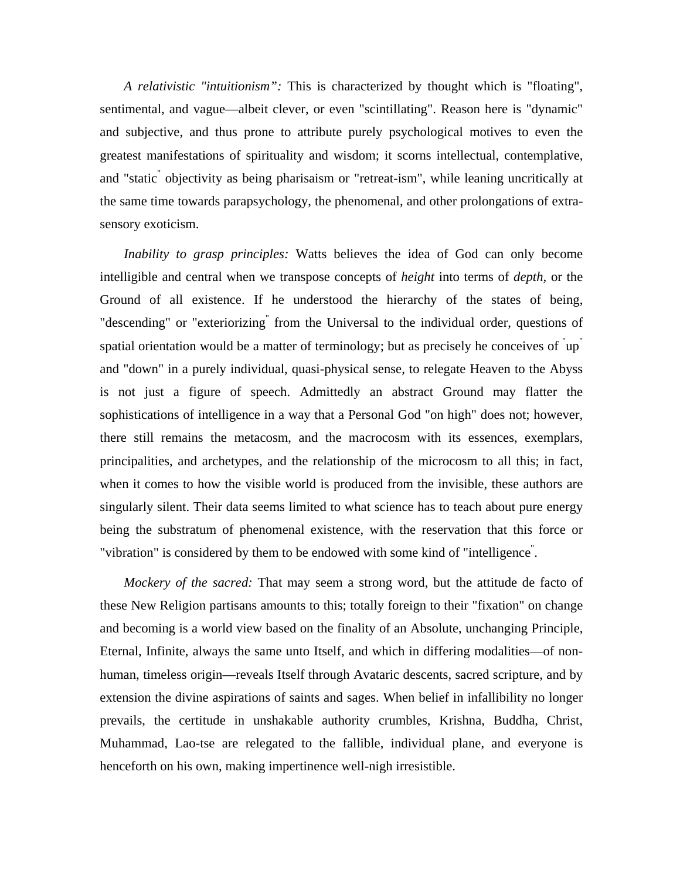*A relativistic "intuitionism":* This is characterized by thought which is "floating", sentimental, and vague—albeit clever, or even "scintillating". Reason here is "dynamic" and subjective, and thus prone to attribute purely psychological motives to even the greatest manifestations of spirituality and wisdom; it scorns intellectual, contemplative, and "static" objectivity as being pharisaism or "retreat-ism", while leaning uncritically at the same time towards parapsychology, the phenomenal, and other prolongations of extra-sensory exoticism.

*Inability to grasp principles:* Watts believes the idea of God can only become intelligible and central when we transpose concepts of *height* into terms of *depth*, or the Ground of all existence. If he understood the hierarchy of the states of being, "descending" or "exteriorizing" from the Universal to the individual order, questions of spatial orientation would be a matter of terminology; but as precisely he conceives of "up" and "down" in a purely individual, quasi-physical sense, to relegate Heaven to the Abyss is not just a figure of speech. Admittedly an abstract Ground may flatter the sophistications of intelligence in a way that a Personal God "on high" does not; however, there still remains the metacosm, and the macrocosm with its essences, exemplars, principalities, and archetypes, and the relationship of the microcosm to all this; in fact, when it comes to how the visible world is produced from the invisible, these authors are singularly silent. Their data seems limited to what science has to teach about pure energy being the substratum of phenomenal existence, with the reservation that this force or "vibration" is considered by them to be endowed with some kind of "intelligence".

*Mockery of the sacred:* That may seem a strong word, but the attitude de facto of these New Religion partisans amounts to this; totally foreign to their "fixation" on change and becoming is a world view based on the finality of an Absolute, unchanging Principle, Eternal, Infinite, always the same unto Itself, and which in differing modalities—of non-human, timeless origin—reveals Itself through Avataric descents, sacred scripture, and by extension the divine aspirations of saints and sages. When belief in infallibility no longer prevails, the certitude in unshakable authority crumbles, Krishna, Buddha, Christ, Muhammad, Lao-tse are relegated to the fallible, individual plane, and everyone is henceforth on his own, making impertinence well-nigh irresistible.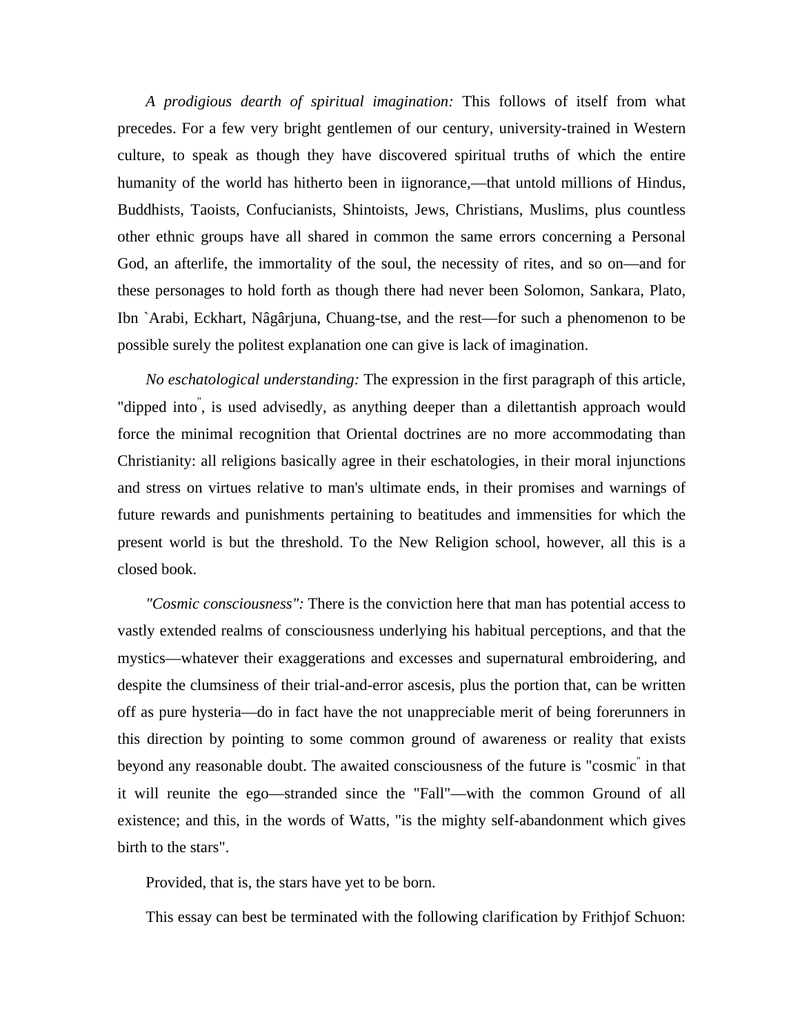*A prodigious dearth of spiritual imagination:* This follows of itself from what precedes. For a few very bright gentlemen of our century, university-trained in Western culture, to speak as though they have discovered spiritual truths of which the entire humanity of the world has hitherto been in iignorance,—that untold millions of Hindus, Buddhists, Taoists, Confucianists, Shintoists, Jews, Christians, Muslims, plus countless other ethnic groups have all shared in common the same errors concerning a Personal God, an afterlife, the immortality of the soul, the necessity of rites, and so on—and for these personages to hold forth as though there had never been Solomon, Sankara, Plato, Ibn `Arabi, Eckhart, Nâgârjuna, Chuang-tse, and the rest—for such a phenomenon to be possible surely the politest explanation one can give is lack of imagination.

*No eschatological understanding:* The expression in the first paragraph of this article, "dipped into", is used advisedly, as anything deeper than a dilettantish approach would force the minimal recognition that Oriental doctrines are no more accommodating than Christianity: all religions basically agree in their eschatologies, in their moral injunctions and stress on virtues relative to man's ultimate ends, in their promises and warnings of future rewards and punishments pertaining to beatitudes and immensities for which the present world is but the threshold. To the New Religion school, however, all this is a closed book.

*"Cosmic consciousness":* There is the conviction here that man has potential access to vastly extended realms of consciousness underlying his habitual perceptions, and that the mystics—whatever their exaggerations and excesses and supernatural embroidering, and despite the clumsiness of their trial-and-error ascesis, plus the portion that, can be written off as pure hysteria—do in fact have the not unappreciable merit of being forerunners in this direction by pointing to some common ground of awareness or reality that exists beyond any reasonable doubt. The awaited consciousness of the future is "cosmic" in that it will reunite the ego—stranded since the "Fall"—with the common Ground of all existence; and this, in the words of Watts, "is the mighty self-abandonment which gives birth to the stars".

Provided, that is, the stars have yet to be born.

This essay can best be terminated with the following clarification by Frithjof Schuon: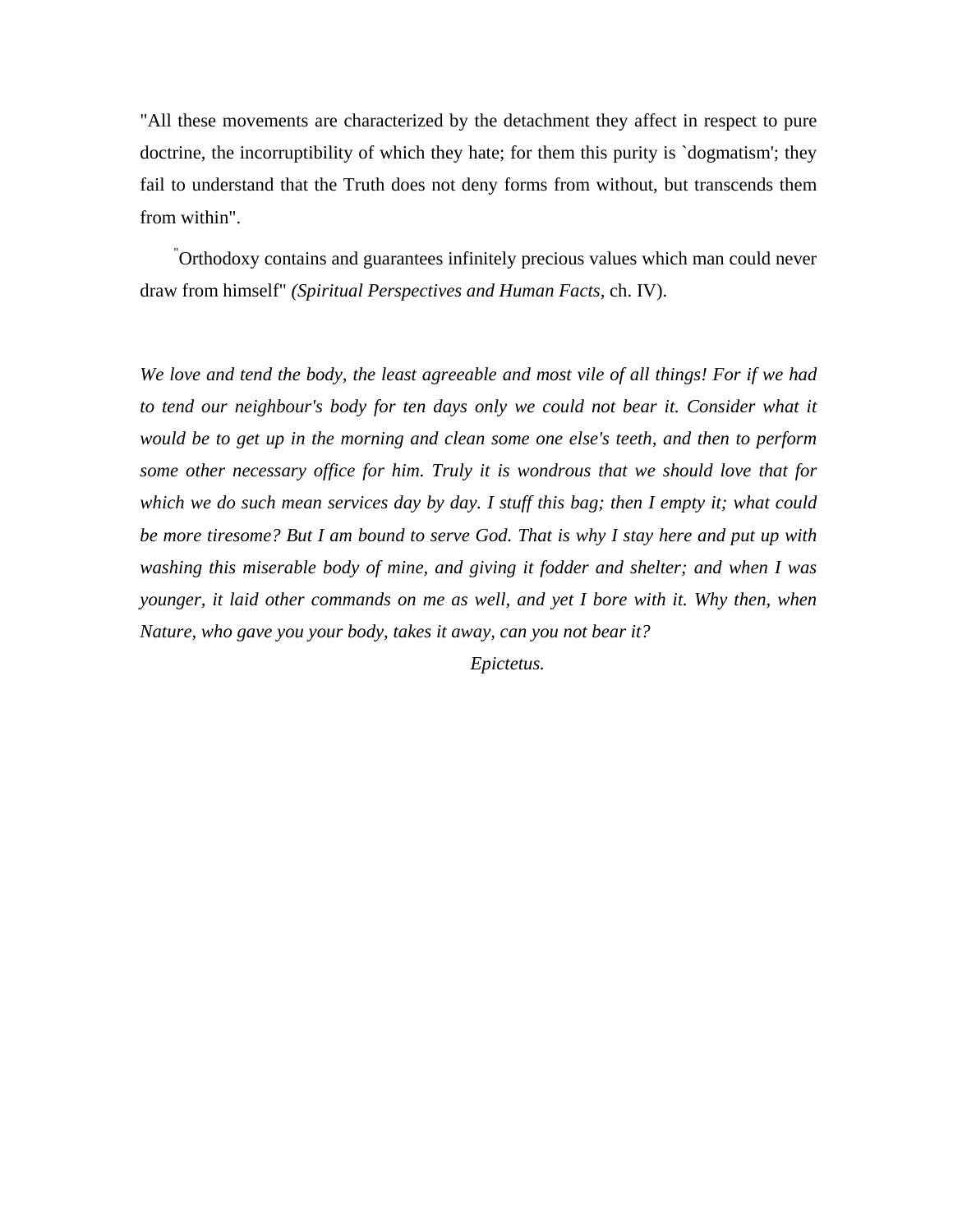"All these movements are characterized by the detachment they affect in respect to pure doctrine, the incorruptibility of which they hate; for them this purity is `dogmatism'; they fail to understand that the Truth does not deny forms from without, but transcends them from within".

"Orthodoxy contains and guarantees infinitely precious values which man could never draw from himself" *(Spiritual Perspectives and Human Facts*, ch. IV).

*We love and tend the body, the least agreeable and most vile of all things! For if we had to tend our neighbour's body for ten days only we could not bear it. Consider what it would be to get up in the morning and clean some one else's teeth, and then to perform some other necessary office for him. Truly it is wondrous that we should love that for which we do such mean services day by day. I stuff this bag; then I empty it; what could be more tiresome? But I am bound to serve God. That is why I stay here and put up with washing this miserable body of mine, and giving it fodder and shelter; and when I was younger, it laid other commands on me as well, and yet I bore with it. Why then, when Nature, who gave you your body, takes it away, can you not bear it?*

*Epictetus.*